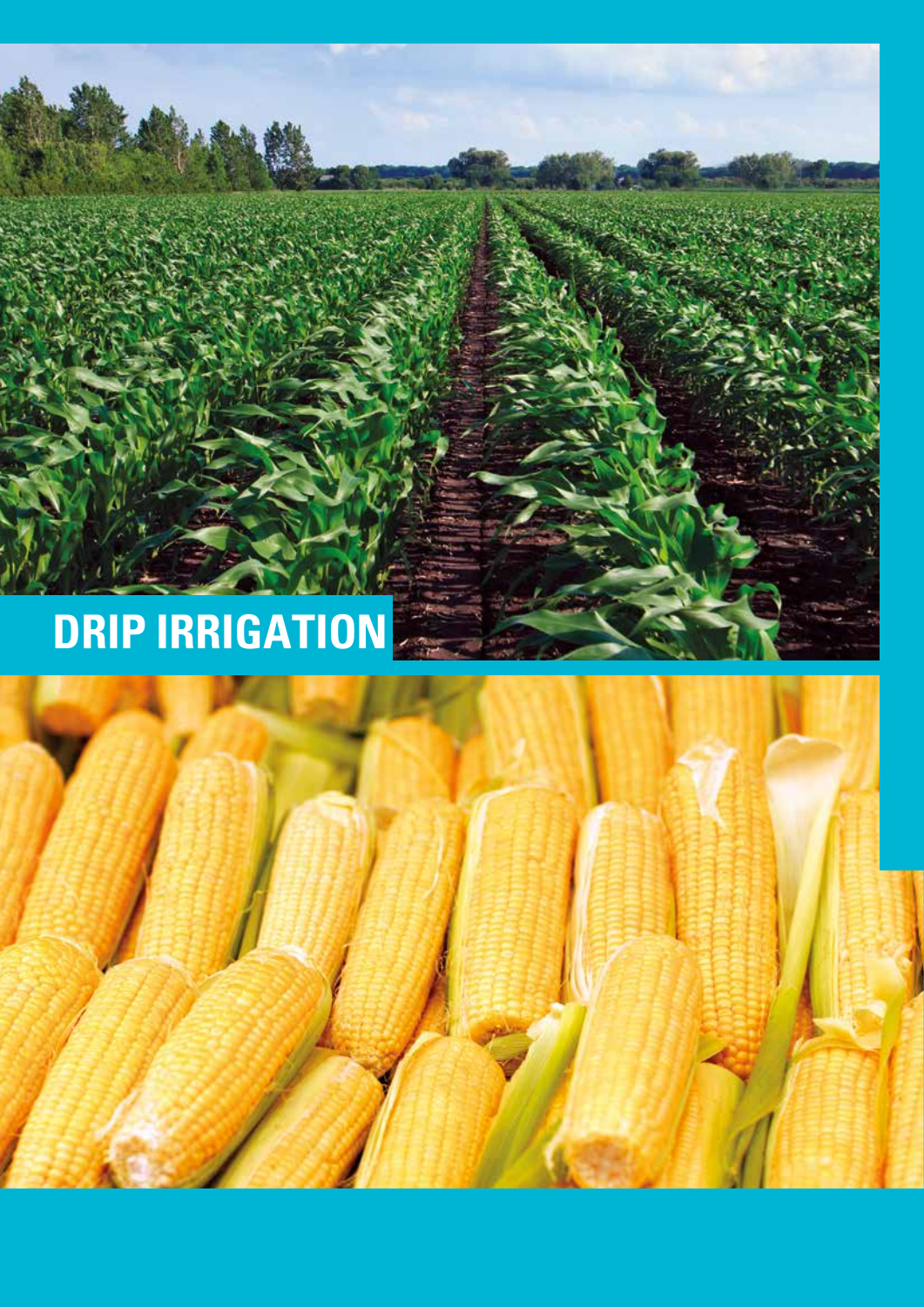# DRIP IRRIGATION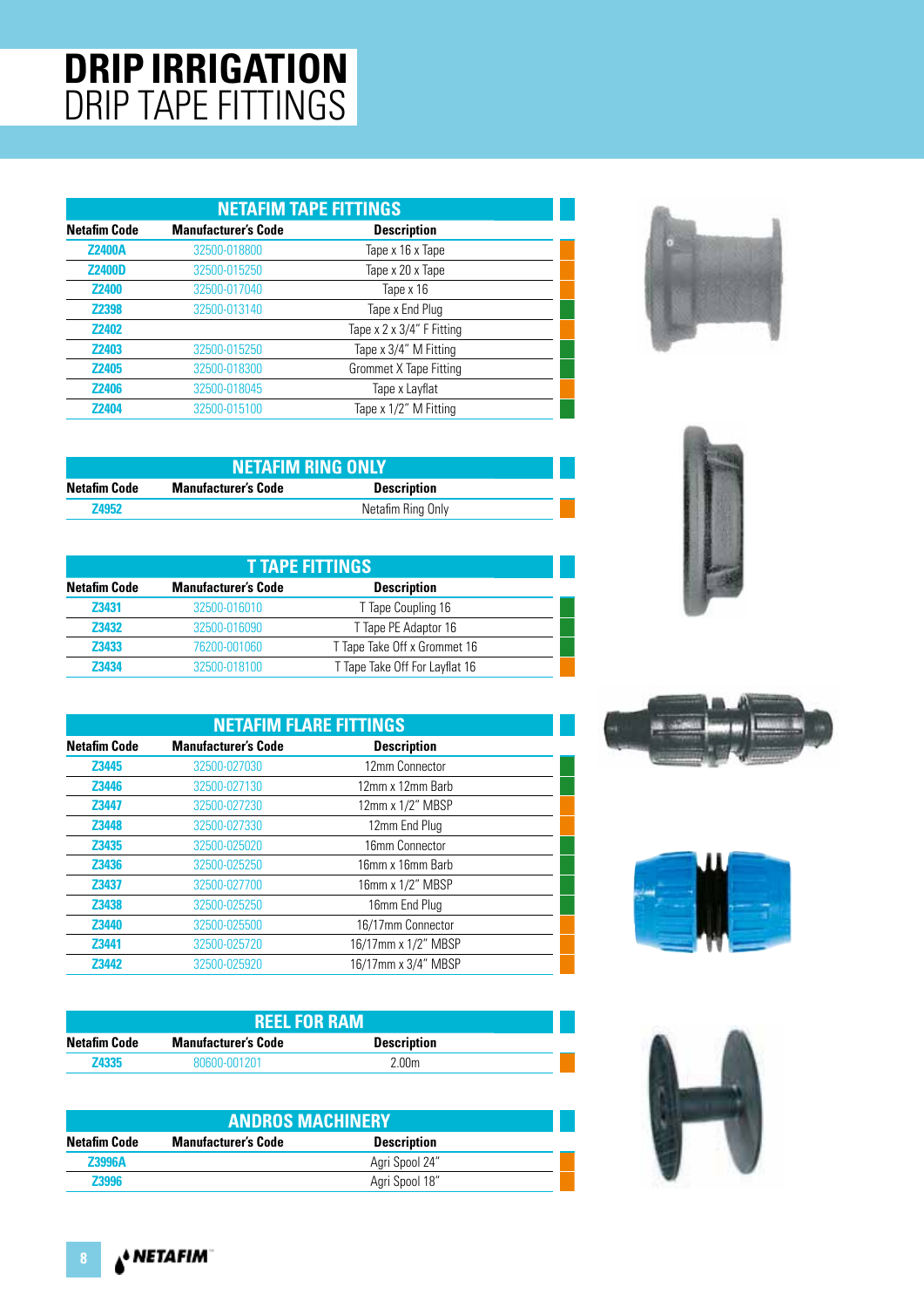# DRIP IRRIGATION
## DRIP TAPE FITTINGS

| NETAFIM TAPE FITTINGS | | |
|---|---|---|
| **Netafim Code** | **Manufacturer's Code** | **Description** |
| Z2400A | 32500-018800 | Tape x 16 x Tape |
| Z2400D | 32500-015250 | Tape x 20 x Tape |
| Z2400 | 32500-017040 | Tape x 16 |
| Z2398 | 32500-013140 | Tape x End Plug |
| Z2402 | | Tape x 2 x 3/4" F Fitting |
| Z2403 | 32500-015250 | Tape x 3/4" M Fitting |
| Z2405 | 32500-018300 | Grommet X Tape Fitting |
| Z2406 | 32500-018045 | Tape x Layflat |
| Z2404 | 32500-015100 | Tape x 1/2" M Fitting |

| NETAFIM RING ONLY | | |
|---|---|---|
| **Netafim Code** | **Manufacturer's Code** | **Description** |
| Z4952 | | Netafim Ring Only |

| T TAPE FITTINGS | | |
|---|---|---|
| **Netafim Code** | **Manufacturer's Code** | **Description** |
| Z3431 | 32500-016010 | T Tape Coupling 16 |
| Z3432 | 32500-016090 | T Tape PE Adaptor 16 |
| Z3433 | 76200-001060 | T Tape Take Off x Grommet 16 |
| Z3434 | 32500-018100 | T Tape Take Off For Layflat 16 |

| NETAFIM FLARE FITTINGS | | |
|---|---|---|
| **Netafim Code** | **Manufacturer's Code** | **Description** |
| Z3445 | 32500-027030 | 12mm Connector |
| Z3446 | 32500-027130 | 12mm x 12mm Barb |
| Z3447 | 32500-027230 | 12mm x 1/2" MBSP |
| Z3448 | 32500-027330 | 12mm End Plug |
| Z3435 | 32500-025020 | 16mm Connector |
| Z3436 | 32500-025250 | 16mm x 16mm Barb |
| Z3437 | 32500-027700 | 16mm x 1/2" MBSP |
| Z3438 | 32500-025250 | 16mm End Plug |
| Z3440 | 32500-025500 | 16/17mm Connector |
| Z3441 | 32500-025720 | 16/17mm x 1/2" MBSP |
| Z3442 | 32500-025920 | 16/17mm x 3/4" MBSP |

| REEL FOR RAM | | |
|---|---|---|
| **Netafim Code** | **Manufacturer's Code** | **Description** |
| Z4335 | 80600-001201 | 2.00m |

| ANDROS MACHINERY | | |
|---|---|---|
| **Netafim Code** | **Manufacturer's Code** | **Description** |
| Z3996A | | Agri Spool 24" |
| Z3996 | | Agri Spool 18" |

NETAFIM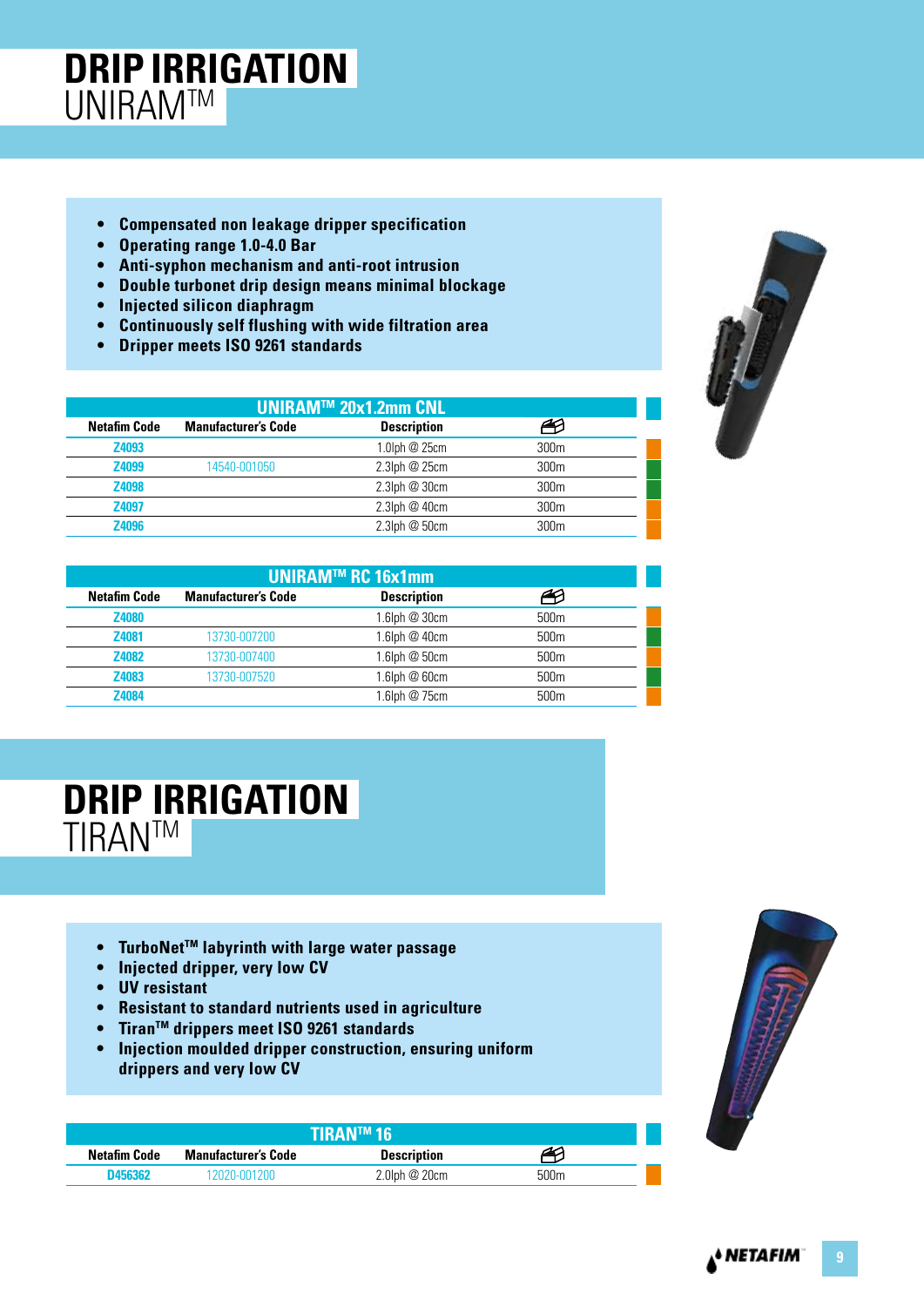# DRIP IRRIGATION
## UNIRAM™

- Compensated non leakage dripper specification
- Operating range 1.0-4.0 Bar
- Anti-syphon mechanism and anti-root intrusion
- Double turbonet drip design means minimal blockage
- Injected silicon diaphragm
- Continuously self flushing with wide filtration area
- Dripper meets ISO 9261 standards

| UNIRAM™ 20x1.2mm CNL | | | |
|---|---|---|---|
| Netafim Code | Manufacturer's Code | Description | |
| Z4093 | | 1.0lph @ 25cm | 300m |
| Z4099 | 14540-001050 | 2.3lph @ 25cm | 300m |
| Z4098 | | 2.3lph @ 30cm | 300m |
| Z4097 | | 2.3lph @ 40cm | 300m |
| Z4096 | | 2.3lph @ 50cm | 300m |

| UNIRAM™ RC 16x1mm | | | |
|---|---|---|---|
| Netafim Code | Manufacturer's Code | Description | |
| Z4080 | | 1.6lph @ 30cm | 500m |
| Z4081 | 13730-007200 | 1.6lph @ 40cm | 500m |
| Z4082 | 13730-007400 | 1.6lph @ 50cm | 500m |
| Z4083 | 13730-007520 | 1.6lph @ 60cm | 500m |
| Z4084 | | 1.6lph @ 75cm | 500m |

# DRIP IRRIGATION
## TIRAN™

- TurboNet™ labyrinth with large water passage
- Injected dripper, very low CV
- UV resistant
- Resistant to standard nutrients used in agriculture
- Tiran™ drippers meet ISO 9261 standards
- Injection moulded dripper construction, ensuring uniform drippers and very low CV

| TIRAN™ 16 | | | |
|---|---|---|---|
| Netafim Code | Manufacturer's Code | Description | |
| D456362 | 12020-001200 | 2.0lph @ 20cm | 500m |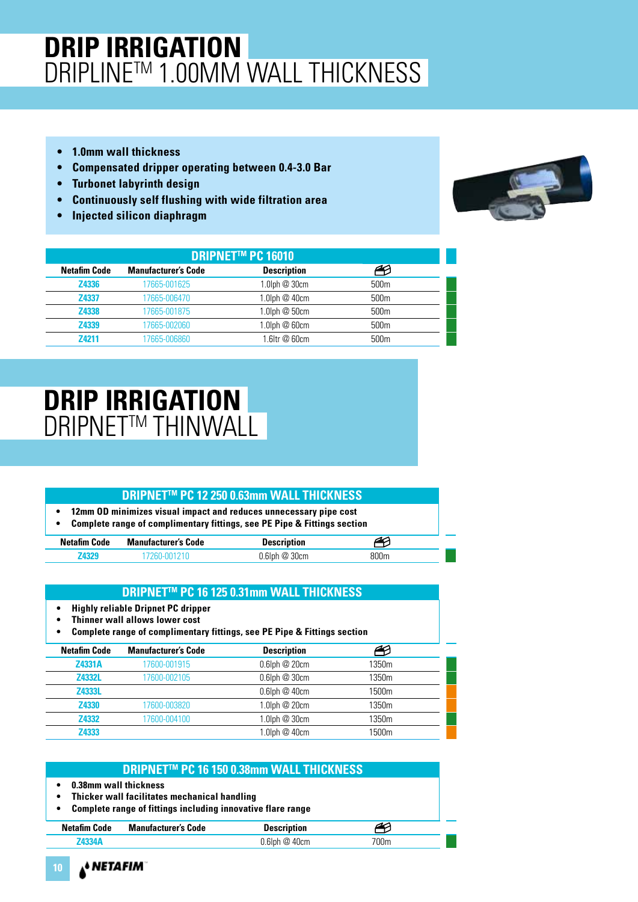# DRIP IRRIGATION
## DRIPLINE™ 1.00MM WALL THICKNESS

- 1.0mm wall thickness
- Compensated dripper operating between 0.4-3.0 Bar
- Turbonet labyrinth design
- Continuously self flushing with wide filtration area
- Injected silicon diaphragm

### DRIPNET™ PC 16010

| Netafim Code | Manufacturer's Code | Description | |
|---|---|---|---|
| Z4336 | 17665-001625 | 1.0lph @ 30cm | 500m |
| Z4337 | 17665-006470 | 1.0lph @ 40cm | 500m |
| Z4338 | 17665-001875 | 1.0lph @ 50cm | 500m |
| Z4339 | 17665-002060 | 1.0lph @ 60cm | 500m |
| Z4211 | 17665-006860 | 1.6ltr @ 60cm | 500m |

# DRIP IRRIGATION
## DRIPNET™ THINWALL

### DRIPNET™ PC 12 250 0.63mm WALL THICKNESS

- 12mm OD minimizes visual impact and reduces unnecessary pipe cost
- Complete range of complimentary fittings, see PE Pipe & Fittings section

| Netafim Code | Manufacturer's Code | Description | |
|---|---|---|---|
| Z4329 | 17260-001210 | 0.6lph @ 30cm | 800m |

### DRIPNET™ PC 16 125 0.31mm WALL THICKNESS

- Highly reliable Dripnet PC dripper
- Thinner wall allows lower cost
- Complete range of complimentary fittings, see PE Pipe & Fittings section

| Netafim Code | Manufacturer's Code | Description | |
|---|---|---|---|
| Z4331A | 17600-001915 | 0.6lph @ 20cm | 1350m |
| Z4332L | 17600-002105 | 0.6lph @ 30cm | 1350m |
| Z4333L | | 0.6lph @ 40cm | 1500m |
| Z4330 | 17600-003820 | 1.0lph @ 20cm | 1350m |
| Z4332 | 17600-004100 | 1.0lph @ 30cm | 1350m |
| Z4333 | | 1.0lph @ 40cm | 1500m |

### DRIPNET™ PC 16 150 0.38mm WALL THICKNESS

- 0.38mm wall thickness
- Thicker wall facilitates mechanical handling
- Complete range of fittings including innovative flare range

| Netafim Code | Manufacturer's Code | Description | |
|---|---|---|---|
| Z4334A | | 0.6lph @ 40cm | 700m |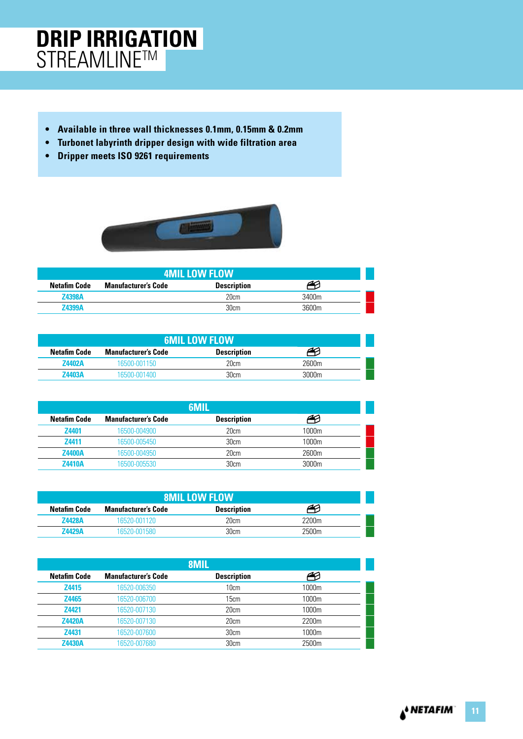# DRIP IRRIGATION
## STREAMLINE™

- **Available in three wall thicknesses 0.1mm, 0.15mm & 0.2mm**
- **Turbonet labyrinth dripper design with wide filtration area**
- **Dripper meets ISO 9261 requirements**

### 4MIL LOW FLOW

| Netafim Code | Manufacturer's Code | Description | |
|---|---|---|---|
| Z4398A | | 20cm | 3400m |
| Z4399A | | 30cm | 3600m |

### 6MIL LOW FLOW

| Netafim Code | Manufacturer's Code | Description | |
|---|---|---|---|
| Z4402A | 16500-001150 | 20cm | 2600m |
| Z4403A | 16500-001400 | 30cm | 3000m |

### 6MIL

| Netafim Code | Manufacturer's Code | Description | |
|---|---|---|---|
| Z4401 | 16500-004900 | 20cm | 1000m |
| Z4411 | 16500-005450 | 30cm | 1000m |
| Z4400A | 16500-004950 | 20cm | 2600m |
| Z4410A | 16500-005530 | 30cm | 3000m |

### 8MIL LOW FLOW

| Netafim Code | Manufacturer's Code | Description | |
|---|---|---|---|
| Z4428A | 16520-001120 | 20cm | 2200m |
| Z4429A | 16520-001580 | 30cm | 2500m |

### 8MIL

| Netafim Code | Manufacturer's Code | Description | |
|---|---|---|---|
| Z4415 | 16520-006350 | 10cm | 1000m |
| Z4465 | 16520-006700 | 15cm | 1000m |
| Z4421 | 16520-007130 | 20cm | 1000m |
| Z4420A | 16520-007130 | 20cm | 2200m |
| Z4431 | 16520-007600 | 30cm | 1000m |
| Z4430A | 16520-007680 | 30cm | 2500m |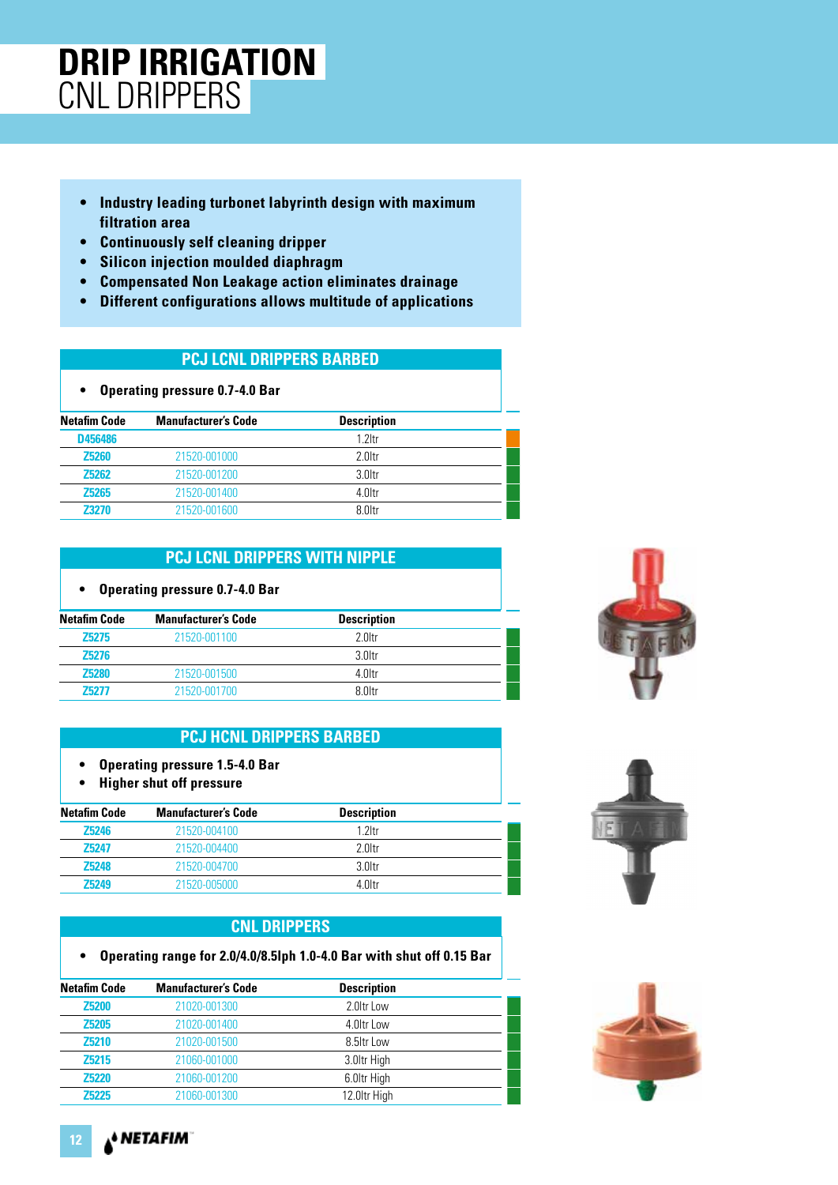# DRIP IRRIGATION
## CNL DRIPPERS

- Industry leading turbonet labyrinth design with maximum filtration area
- Continuously self cleaning dripper
- Silicon injection moulded diaphragm
- Compensated Non Leakage action eliminates drainage
- Different configurations allows multitude of applications

### PCJ LCNL DRIPPERS BARBED

- Operating pressure 0.7-4.0 Bar

| Netafim Code | Manufacturer's Code | Description |
|---|---|---|
| D456486 | | 1.2ltr |
| Z5260 | 21520-001000 | 2.0ltr |
| Z5262 | 21520-001200 | 3.0ltr |
| Z5265 | 21520-001400 | 4.0ltr |
| Z3270 | 21520-001600 | 8.0ltr |

### PCJ LCNL DRIPPERS WITH NIPPLE

- Operating pressure 0.7-4.0 Bar

| Netafim Code | Manufacturer's Code | Description |
|---|---|---|
| Z5275 | 21520-001100 | 2.0ltr |
| Z5276 | | 3.0ltr |
| Z5280 | 21520-001500 | 4.0ltr |
| Z5277 | 21520-001700 | 8.0ltr |

### PCJ HCNL DRIPPERS BARBED

- Operating pressure 1.5-4.0 Bar
- Higher shut off pressure

| Netafim Code | Manufacturer's Code | Description |
|---|---|---|
| Z5246 | 21520-004100 | 1.2ltr |
| Z5247 | 21520-004400 | 2.0ltr |
| Z5248 | 21520-004700 | 3.0ltr |
| Z5249 | 21520-005000 | 4.0ltr |

### CNL DRIPPERS

- Operating range for 2.0/4.0/8.5lph 1.0-4.0 Bar with shut off 0.15 Bar

| Netafim Code | Manufacturer's Code | Description |
|---|---|---|
| Z5200 | 21020-001300 | 2.0ltr Low |
| Z5205 | 21020-001400 | 4.0ltr Low |
| Z5210 | 21020-001500 | 8.5ltr Low |
| Z5215 | 21060-001000 | 3.0ltr High |
| Z5220 | 21060-001200 | 6.0ltr High |
| Z5225 | 21060-001300 | 12.0ltr High |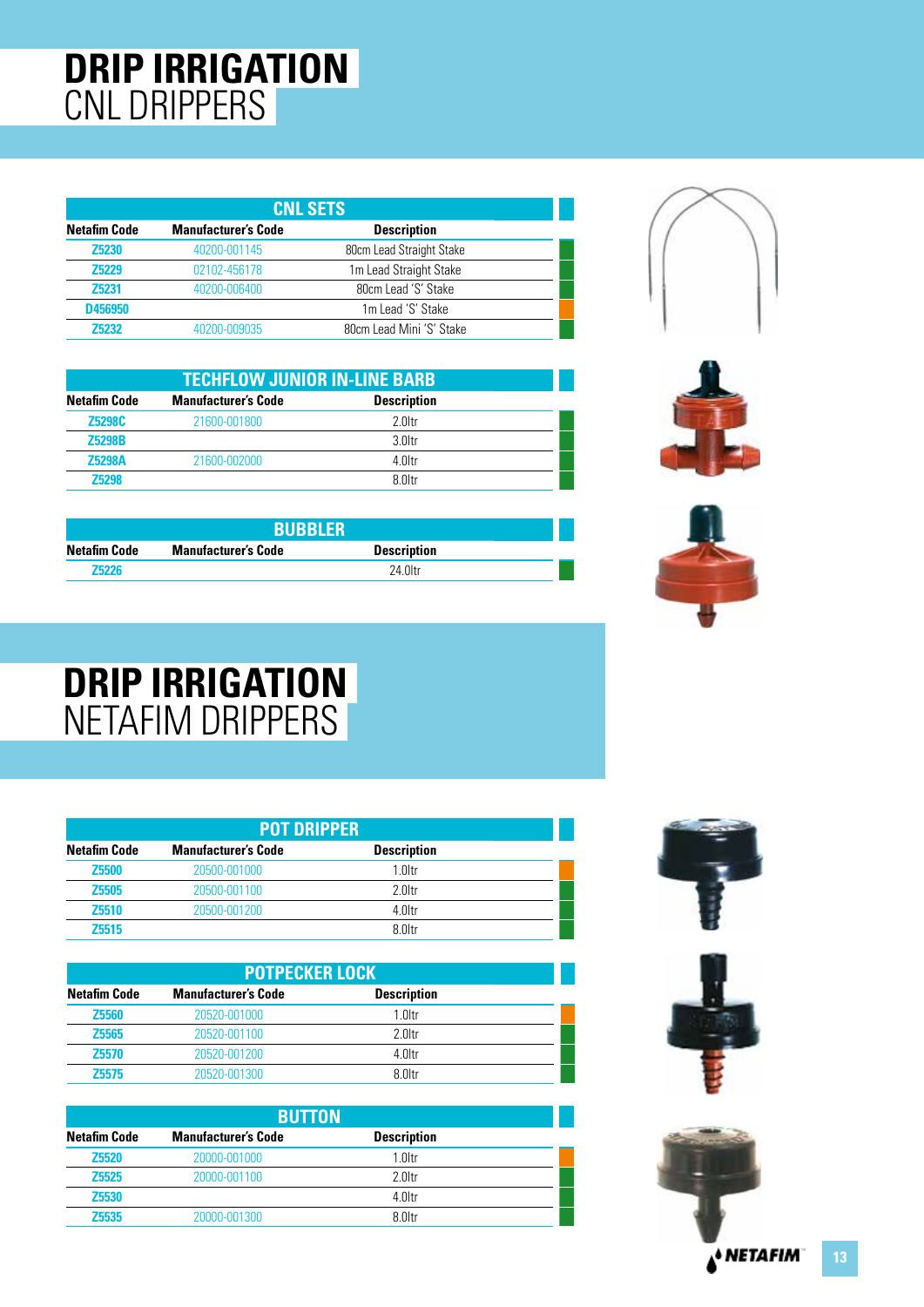# DRIP IRRIGATION
## CNL DRIPPERS

| CNL SETS | | |
|---|---|---|
| **Netafim Code** | **Manufacturer's Code** | **Description** |
| Z5230 | 40200-001145 | 80cm Lead Straight Stake |
| Z5229 | 02102-456178 | 1m Lead Straight Stake |
| Z5231 | 40200-006400 | 80cm Lead 'S' Stake |
| D456950 | | 1m Lead 'S' Stake |
| Z5232 | 40200-009035 | 80cm Lead Mini 'S' Stake |

| TECHFLOW JUNIOR IN-LINE BARB | | |
|---|---|---|
| **Netafim Code** | **Manufacturer's Code** | **Description** |
| Z5298C | 21600-001800 | 2.0ltr |
| Z5298B | | 3.0ltr |
| Z5298A | 21600-002000 | 4.0ltr |
| Z5298 | | 8.0ltr |

| BUBBLER | | |
|---|---|---|
| **Netafim Code** | **Manufacturer's Code** | **Description** |
| Z5226 | | 24.0ltr |

# DRIP IRRIGATION
## NETAFIM DRIPPERS

| POT DRIPPER | | |
|---|---|---|
| **Netafim Code** | **Manufacturer's Code** | **Description** |
| Z5500 | 20500-001000 | 1.0ltr |
| Z5505 | 20500-001100 | 2.0ltr |
| Z5510 | 20500-001200 | 4.0ltr |
| Z5515 | | 8.0ltr |

| POTPECKER LOCK | | |
|---|---|---|
| **Netafim Code** | **Manufacturer's Code** | **Description** |
| Z5560 | 20520-001000 | 1.0ltr |
| Z5565 | 20520-001100 | 2.0ltr |
| Z5570 | 20520-001200 | 4.0ltr |
| Z5575 | 20520-001300 | 8.0ltr |

| BUTTON | | |
|---|---|---|
| **Netafim Code** | **Manufacturer's Code** | **Description** |
| Z5520 | 20000-001000 | 1.0ltr |
| Z5525 | 20000-001100 | 2.0ltr |
| Z5530 | | 4.0ltr |
| Z5535 | 20000-001300 | 8.0ltr |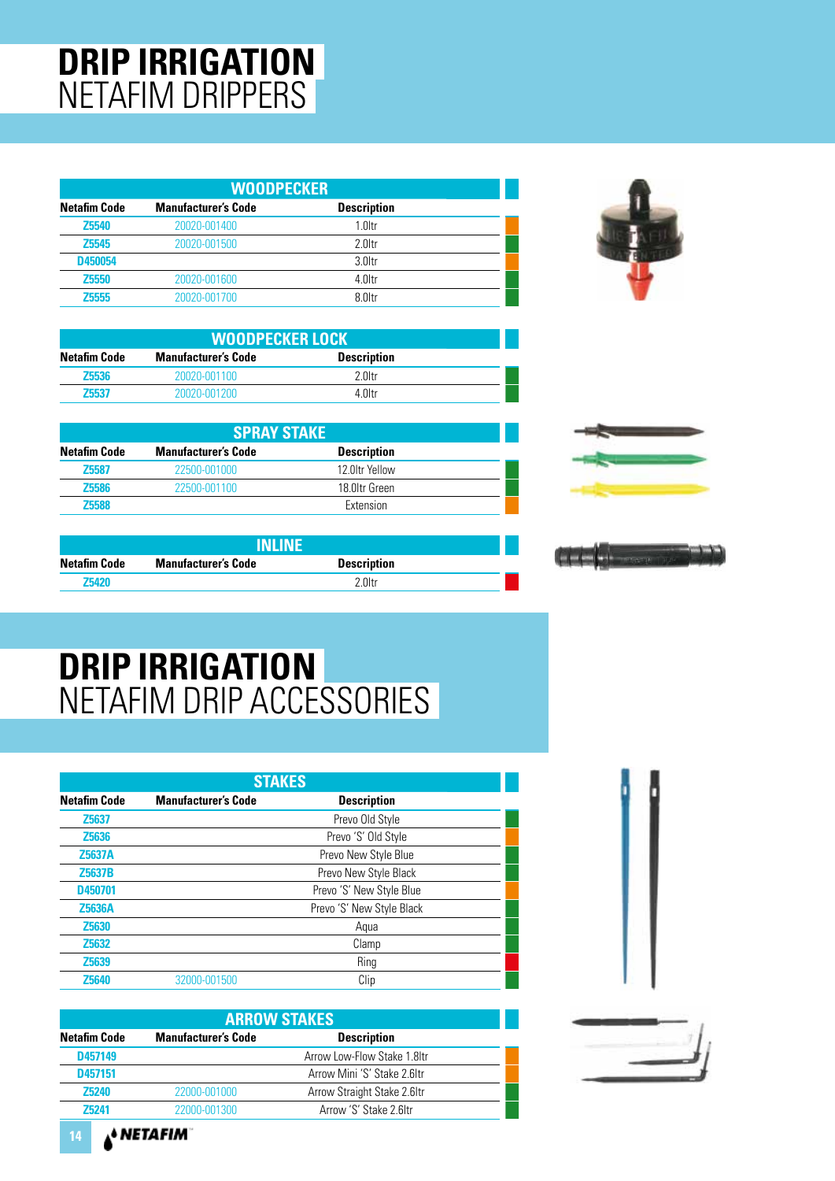# DRIP IRRIGATION
## NETAFIM DRIPPERS

| WOODPECKER | | |
|---|---|---|
| Netafim Code | Manufacturer's Code | Description |
| Z5540 | 20020-001400 | 1.0ltr |
| Z5545 | 20020-001500 | 2.0ltr |
| D450054 | | 3.0ltr |
| Z5550 | 20020-001600 | 4.0ltr |
| Z5555 | 20020-001700 | 8.0ltr |

| WOODPECKER LOCK | | |
|---|---|---|
| Netafim Code | Manufacturer's Code | Description |
| Z5536 | 20020-001100 | 2.0ltr |
| Z5537 | 20020-001200 | 4.0ltr |

| SPRAY STAKE | | |
|---|---|---|
| Netafim Code | Manufacturer's Code | Description |
| Z5587 | 22500-001000 | 12.0ltr Yellow |
| Z5586 | 22500-001100 | 18.0ltr Green |
| Z5588 | | Extension |

| INLINE | | |
|---|---|---|
| Netafim Code | Manufacturer's Code | Description |
| Z5420 | | 2.0ltr |

# DRIP IRRIGATION
## NETAFIM DRIP ACCESSORIES

| STAKES | | |
|---|---|---|
| Netafim Code | Manufacturer's Code | Description |
| Z5637 | | Prevo Old Style |
| Z5636 | | Prevo 'S' Old Style |
| Z5637A | | Prevo New Style Blue |
| Z5637B | | Prevo New Style Black |
| D450701 | | Prevo 'S' New Style Blue |
| Z5636A | | Prevo 'S' New Style Black |
| Z5630 | | Aqua |
| Z5632 | | Clamp |
| Z5639 | | Ring |
| Z5640 | 32000-001500 | Clip |

| ARROW STAKES | | |
|---|---|---|
| Netafim Code | Manufacturer's Code | Description |
| D457149 | | Arrow Low-Flow Stake 1.8ltr |
| D457151 | | Arrow Mini 'S' Stake 2.6ltr |
| Z5240 | 22000-001000 | Arrow Straight Stake 2.6ltr |
| Z5241 | 22000-001300 | Arrow 'S' Stake 2.6ltr |

NETAFIM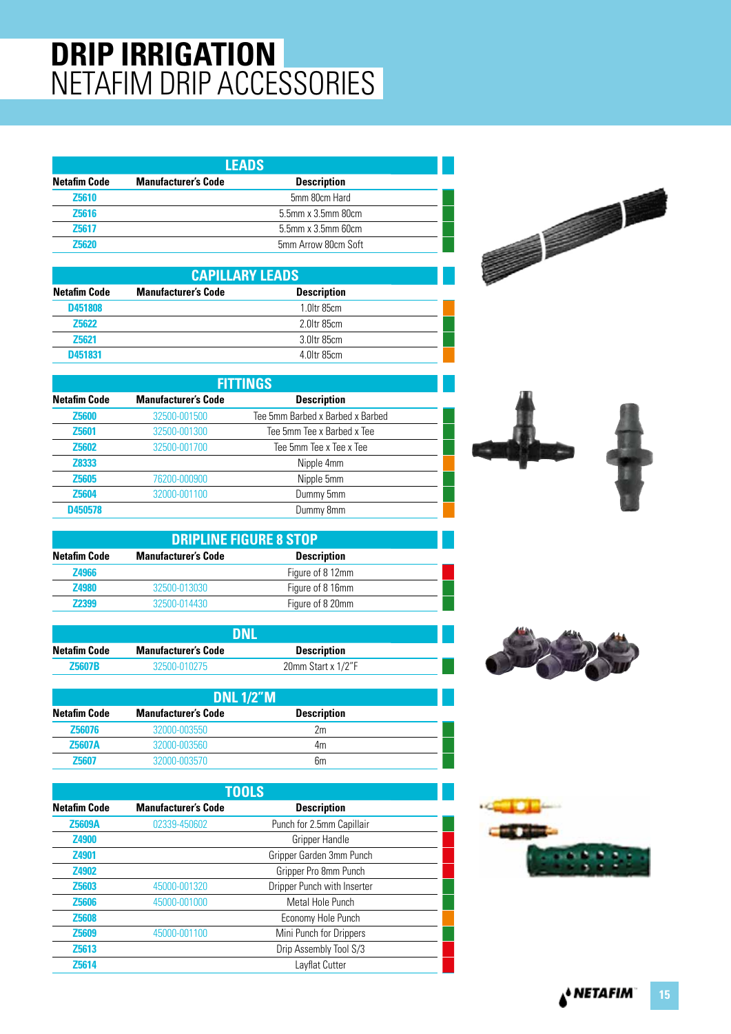# DRIP IRRIGATION
## NETAFIM DRIP ACCESSORIES

### LEADS

| Netafim Code | Manufacturer's Code | Description |
|---|---|---|
| Z5610 | | 5mm 80cm Hard |
| Z5616 | | 5.5mm x 3.5mm 80cm |
| Z5617 | | 5.5mm x 3.5mm 60cm |
| Z5620 | | 5mm Arrow 80cm Soft |

### CAPILLARY LEADS

| Netafim Code | Manufacturer's Code | Description |
|---|---|---|
| D451808 | | 1.0ltr 85cm |
| Z5622 | | 2.0ltr 85cm |
| Z5621 | | 3.0ltr 85cm |
| D451831 | | 4.0ltr 85cm |

### FITTINGS

| Netafim Code | Manufacturer's Code | Description |
|---|---|---|
| Z5600 | 32500-001500 | Tee 5mm Barbed x Barbed x Barbed |
| Z5601 | 32500-001300 | Tee 5mm Tee x Barbed x Tee |
| Z5602 | 32500-001700 | Tee 5mm Tee x Tee x Tee |
| Z8333 | | Nipple 4mm |
| Z5605 | 76200-000900 | Nipple 5mm |
| Z5604 | 32000-001100 | Dummy 5mm |
| D450578 | | Dummy 8mm |

### DRIPLINE FIGURE 8 STOP

| Netafim Code | Manufacturer's Code | Description |
|---|---|---|
| Z4966 | | Figure of 8 12mm |
| Z4980 | 32500-013030 | Figure of 8 16mm |
| Z2399 | 32500-014430 | Figure of 8 20mm |

### DNL

| Netafim Code | Manufacturer's Code | Description |
|---|---|---|
| Z5607B | 32500-010275 | 20mm Start x 1/2"F |

### DNL 1/2"M

| Netafim Code | Manufacturer's Code | Description |
|---|---|---|
| Z56076 | 32000-003550 | 2m |
| Z5607A | 32000-003560 | 4m |
| Z5607 | 32000-003570 | 6m |

### TOOLS

| Netafim Code | Manufacturer's Code | Description |
|---|---|---|
| Z5609A | 02339-450602 | Punch for 2.5mm Capillair |
| Z4900 | | Gripper Handle |
| Z4901 | | Gripper Garden 3mm Punch |
| Z4902 | | Gripper Pro 8mm Punch |
| Z5603 | 45000-001320 | Dripper Punch with Inserter |
| Z5606 | 45000-001000 | Metal Hole Punch |
| Z5608 | | Economy Hole Punch |
| Z5609 | 45000-001100 | Mini Punch for Drippers |
| Z5613 | | Drip Assembly Tool S/3 |
| Z5614 | | Layflat Cutter |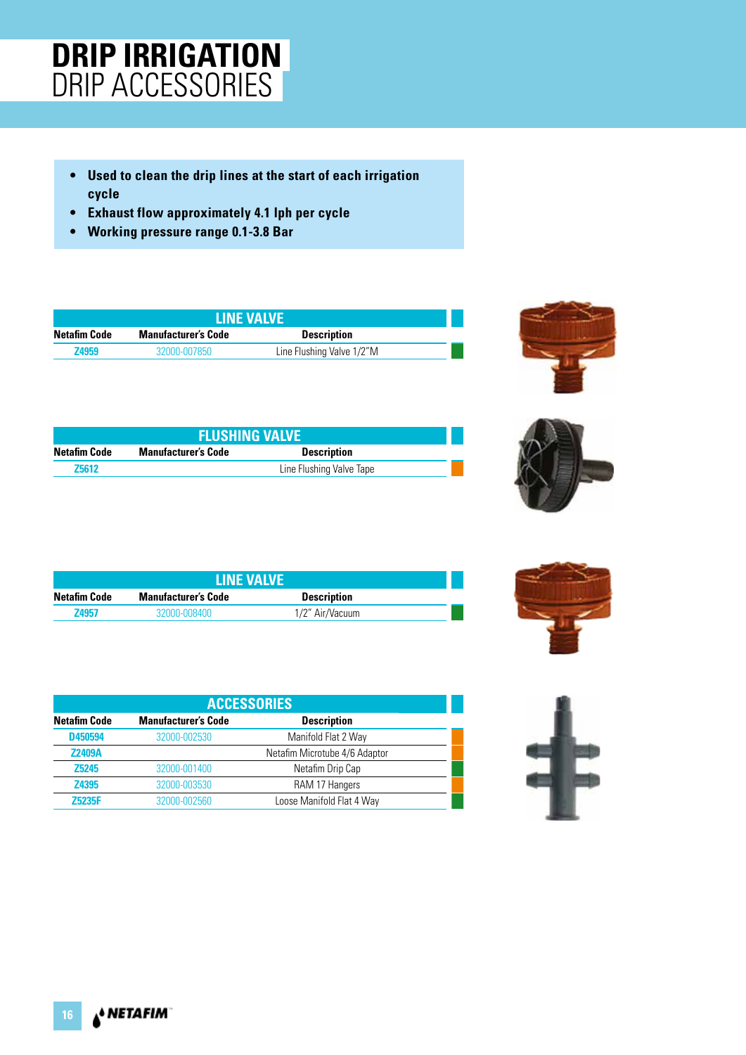# DRIP IRRIGATION
## DRIP ACCESSORIES

- **Used to clean the drip lines at the start of each irrigation cycle**
- **Exhaust flow approximately 4.1 lph per cycle**
- **Working pressure range 0.1-3.8 Bar**

| LINE VALVE | | |
|---|---|---|
| **Netafim Code** | **Manufacturer's Code** | **Description** |
| Z4959 | 32000-007850 | Line Flushing Valve 1/2"M |

| FLUSHING VALVE | | |
|---|---|---|
| **Netafim Code** | **Manufacturer's Code** | **Description** |
| Z5612 | | Line Flushing Valve Tape |

| LINE VALVE | | |
|---|---|---|
| **Netafim Code** | **Manufacturer's Code** | **Description** |
| Z4957 | 32000-008400 | 1/2" Air/Vacuum |

| ACCESSORIES | | |
|---|---|---|
| **Netafim Code** | **Manufacturer's Code** | **Description** |
| D450594 | 32000-002530 | Manifold Flat 2 Way |
| Z2409A | | Netafim Microtube 4/6 Adaptor |
| Z5245 | 32000-001400 | Netafim Drip Cap |
| Z4395 | 32000-003530 | RAM 17 Hangers |
| Z5235F | 32000-002560 | Loose Manifold Flat 4 Way |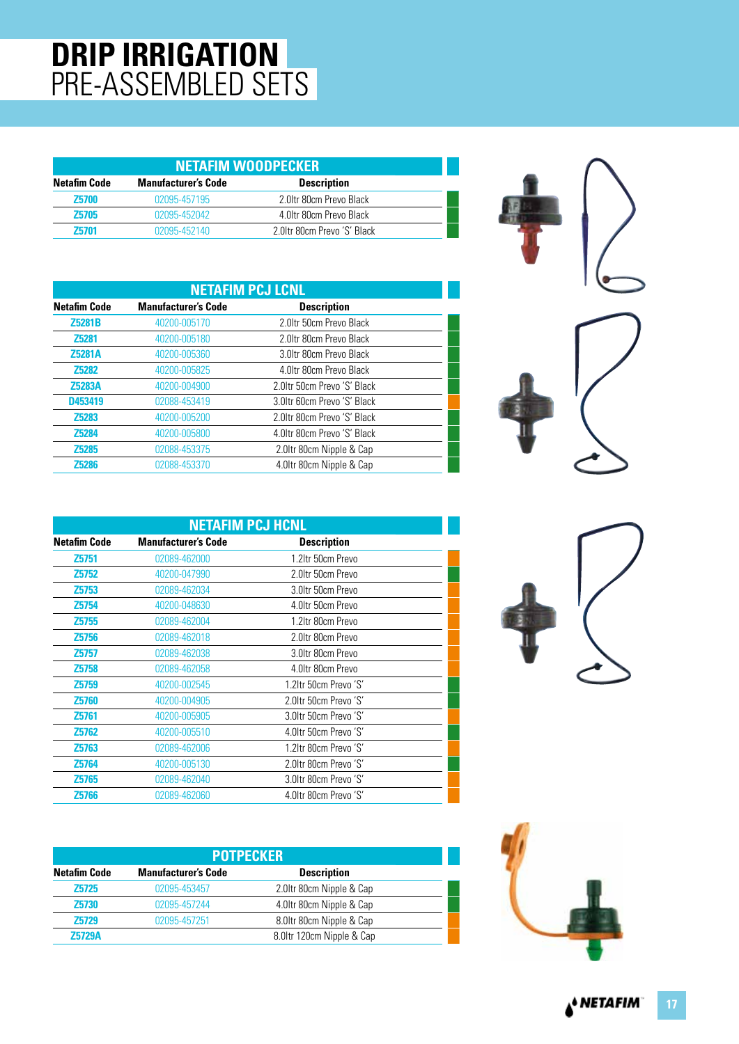# DRIP IRRIGATION
PRE-ASSEMBLED SETS

## NETAFIM WOODPECKER

| Netafim Code | Manufacturer's Code | Description |
|---|---|---|
| Z5700 | 02095-457195 | 2.0ltr 80cm Prevo Black |
| Z5705 | 02095-452042 | 4.0ltr 80cm Prevo Black |
| Z5701 | 02095-452140 | 2.0ltr 80cm Prevo 'S' Black |

## NETAFIM PCJ LCNL

| Netafim Code | Manufacturer's Code | Description |
|---|---|---|
| Z5281B | 40200-005170 | 2.0ltr 50cm Prevo Black |
| Z5281 | 40200-005180 | 2.0ltr 80cm Prevo Black |
| Z5281A | 40200-005360 | 3.0ltr 80cm Prevo Black |
| Z5282 | 40200-005825 | 4.0ltr 80cm Prevo Black |
| Z5283A | 40200-004900 | 2.0ltr 50cm Prevo 'S' Black |
| D453419 | 02088-453419 | 3.0ltr 60cm Prevo 'S' Black |
| Z5283 | 40200-005200 | 2.0ltr 80cm Prevo 'S' Black |
| Z5284 | 40200-005800 | 4.0ltr 80cm Prevo 'S' Black |
| Z5285 | 02088-453375 | 2.0ltr 80cm Nipple & Cap |
| Z5286 | 02088-453370 | 4.0ltr 80cm Nipple & Cap |

## NETAFIM PCJ HCNL

| Netafim Code | Manufacturer's Code | Description |
|---|---|---|
| Z5751 | 02089-462000 | 1.2ltr 50cm Prevo |
| Z5752 | 40200-047990 | 2.0ltr 50cm Prevo |
| Z5753 | 02089-462034 | 3.0ltr 50cm Prevo |
| Z5754 | 40200-048630 | 4.0ltr 50cm Prevo |
| Z5755 | 02089-462004 | 1.2ltr 80cm Prevo |
| Z5756 | 02089-462018 | 2.0ltr 80cm Prevo |
| Z5757 | 02089-462038 | 3.0ltr 80cm Prevo |
| Z5758 | 02089-462058 | 4.0ltr 80cm Prevo |
| Z5759 | 40200-002545 | 1.2ltr 50cm Prevo 'S' |
| Z5760 | 40200-004905 | 2.0ltr 50cm Prevo 'S' |
| Z5761 | 40200-005905 | 3.0ltr 50cm Prevo 'S' |
| Z5762 | 40200-005510 | 4.0ltr 50cm Prevo 'S' |
| Z5763 | 02089-462006 | 1.2ltr 80cm Prevo 'S' |
| Z5764 | 40200-005130 | 2.0ltr 80cm Prevo 'S' |
| Z5765 | 02089-462040 | 3.0ltr 80cm Prevo 'S' |
| Z5766 | 02089-462060 | 4.0ltr 80cm Prevo 'S' |

## POTPECKER

| Netafim Code | Manufacturer's Code | Description |
|---|---|---|
| Z5725 | 02095-453457 | 2.0ltr 80cm Nipple & Cap |
| Z5730 | 02095-457244 | 4.0ltr 80cm Nipple & Cap |
| Z5729 | 02095-457251 | 8.0ltr 80cm Nipple & Cap |
| Z5729A | | 8.0ltr 120cm Nipple & Cap |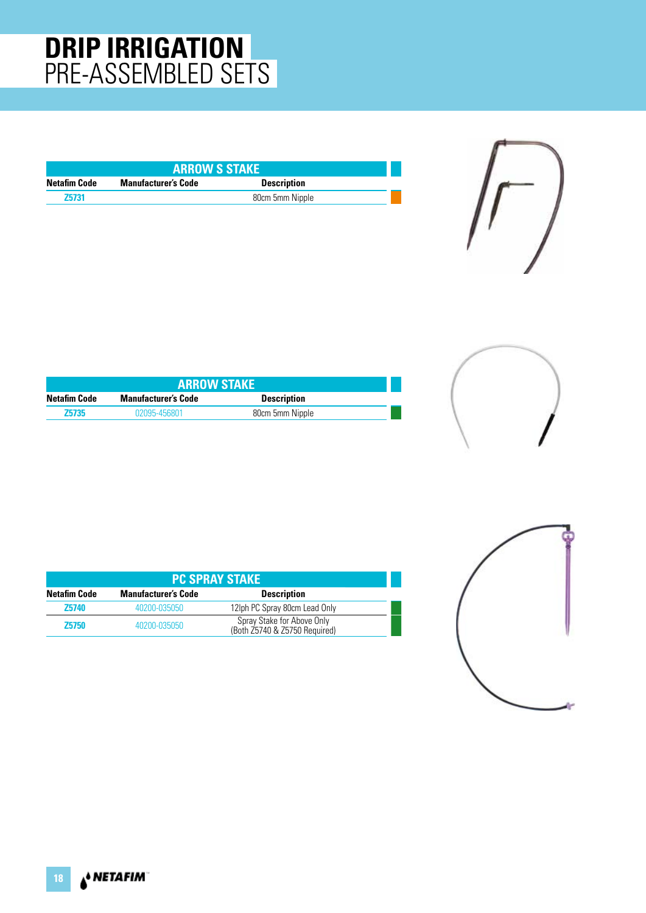# DRIP IRRIGATION
## PRE-ASSEMBLED SETS

### ARROW S STAKE

| Netafim Code | Manufacturer's Code | Description |
|---|---|---|
| Z5731 | | 80cm 5mm Nipple |

### ARROW STAKE

| Netafim Code | Manufacturer's Code | Description |
|---|---|---|
| Z5735 | 02095-456801 | 80cm 5mm Nipple |

### PC SPRAY STAKE

| Netafim Code | Manufacturer's Code | Description |
|---|---|---|
| Z5740 | 40200-035050 | 12lph PC Spray 80cm Lead Only |
| Z5750 | 40200-035050 | Spray Stake for Above Only (Both Z5740 & Z5750 Required) |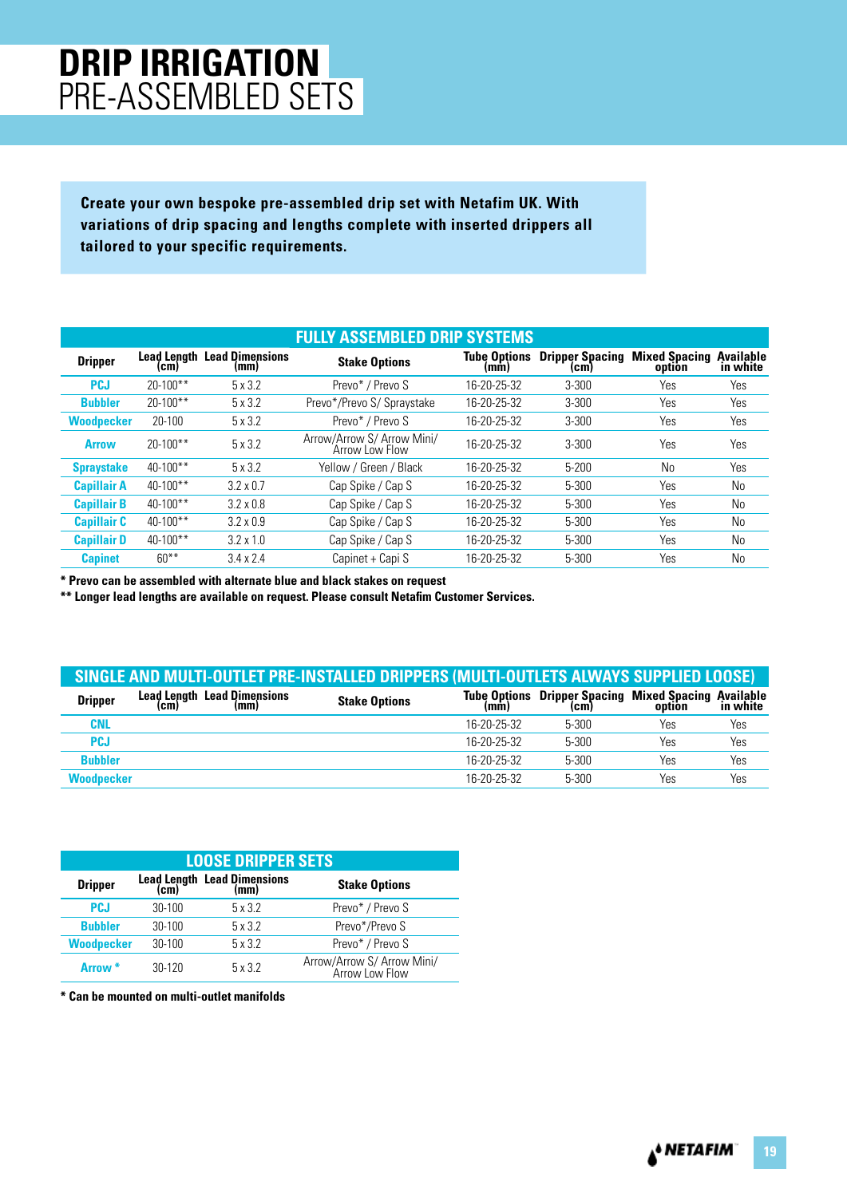# DRIP IRRIGATION
## PRE-ASSEMBLED SETS

**Create your own bespoke pre-assembled drip set with Netafim UK. With variations of drip spacing and lengths complete with inserted drippers all tailored to your specific requirements.**

### FULLY ASSEMBLED DRIP SYSTEMS

| Dripper | Lead Length (cm) | Lead Dimensions (mm) | Stake Options | Tube Options (mm) | Dripper Spacing (cm) | Mixed Spacing option | Available in white |
|---|---|---|---|---|---|---|---|
| PCJ | 20-100** | 5 x 3.2 | Prevo* / Prevo S | 16-20-25-32 | 3-300 | Yes | Yes |
| Bubbler | 20-100** | 5 x 3.2 | Prevo*/Prevo S/ Spraystake | 16-20-25-32 | 3-300 | Yes | Yes |
| Woodpecker | 20-100 | 5 x 3.2 | Prevo* / Prevo S | 16-20-25-32 | 3-300 | Yes | Yes |
| Arrow | 20-100** | 5 x 3.2 | Arrow/Arrow S/ Arrow Mini/ Arrow Low Flow | 16-20-25-32 | 3-300 | Yes | Yes |
| Spraystake | 40-100** | 5 x 3.2 | Yellow / Green / Black | 16-20-25-32 | 5-200 | No | Yes |
| Capillair A | 40-100** | 3.2 x 0.7 | Cap Spike / Cap S | 16-20-25-32 | 5-300 | Yes | No |
| Capillair B | 40-100** | 3.2 x 0.8 | Cap Spike / Cap S | 16-20-25-32 | 5-300 | Yes | No |
| Capillair C | 40-100** | 3.2 x 0.9 | Cap Spike / Cap S | 16-20-25-32 | 5-300 | Yes | No |
| Capillair D | 40-100** | 3.2 x 1.0 | Cap Spike / Cap S | 16-20-25-32 | 5-300 | Yes | No |
| Capinet | 60** | 3.4 x 2.4 | Capinet + Capi S | 16-20-25-32 | 5-300 | Yes | No |

**\* Prevo can be assembled with alternate blue and black stakes on request**

**\*\* Longer lead lengths are available on request. Please consult Netafim Customer Services.**

### SINGLE AND MULTI-OUTLET PRE-INSTALLED DRIPPERS (MULTI-OUTLETS ALWAYS SUPPLIED LOOSE)

| Dripper | Lead Length (cm) | Lead Dimensions (mm) | Stake Options | Tube Options (mm) | Dripper Spacing (cm) | Mixed Spacing option | Available in white |
|---|---|---|---|---|---|---|---|
| CNL | | | | 16-20-25-32 | 5-300 | Yes | Yes |
| PCJ | | | | 16-20-25-32 | 5-300 | Yes | Yes |
| Bubbler | | | | 16-20-25-32 | 5-300 | Yes | Yes |
| Woodpecker | | | | 16-20-25-32 | 5-300 | Yes | Yes |

### LOOSE DRIPPER SETS

| Dripper | Lead Length (cm) | Lead Dimensions (mm) | Stake Options |
|---|---|---|---|
| PCJ | 30-100 | 5 x 3.2 | Prevo* / Prevo S |
| Bubbler | 30-100 | 5 x 3.2 | Prevo*/Prevo S |
| Woodpecker | 30-100 | 5 x 3.2 | Prevo* / Prevo S |
| Arrow * | 30-120 | 5 x 3.2 | Arrow/Arrow S/ Arrow Mini/ Arrow Low Flow |

**\* Can be mounted on multi-outlet manifolds**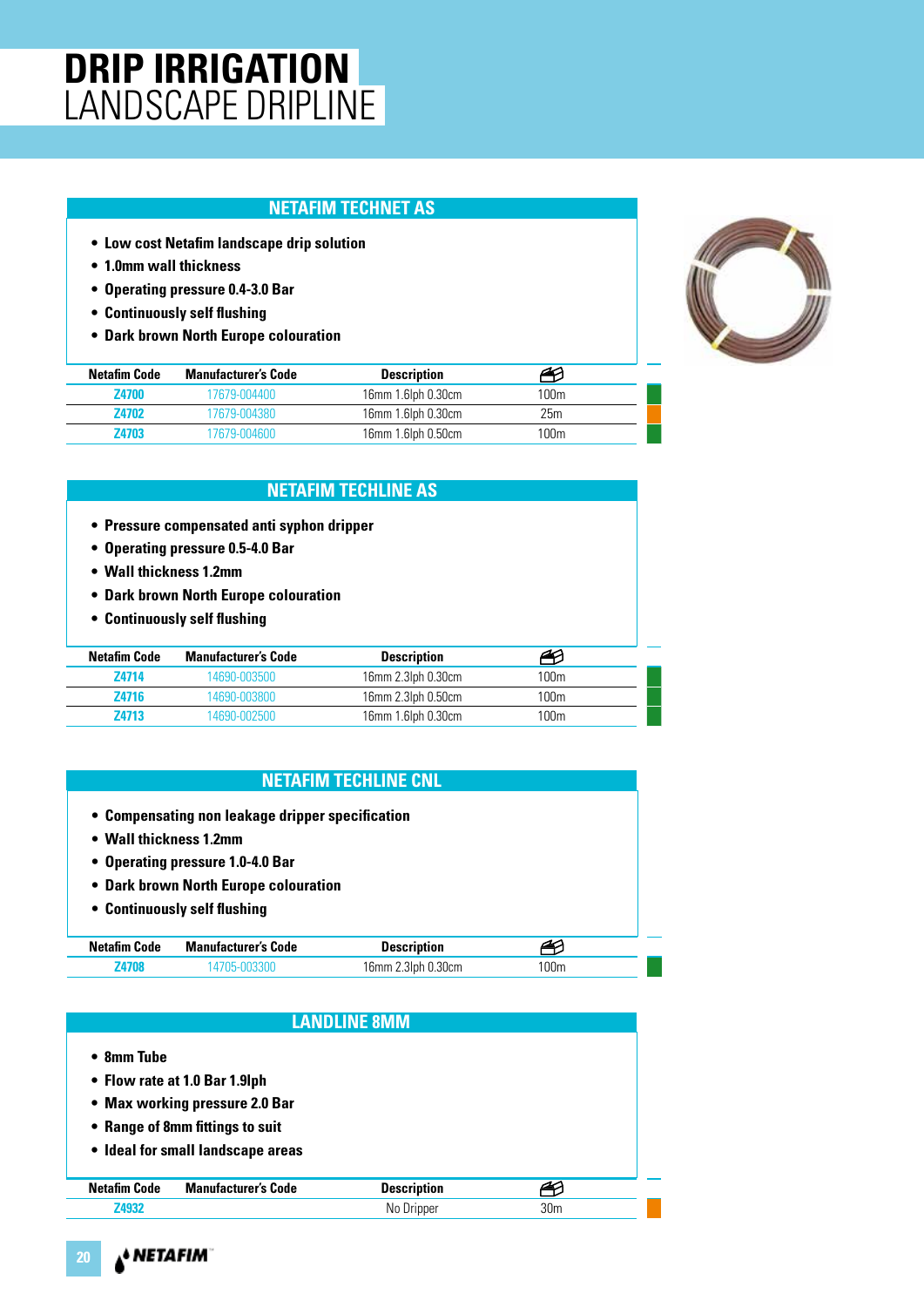# DRIP IRRIGATION
LANDSCAPE DRIPLINE

## NETAFIM TECHNET AS

- Low cost Netafim landscape drip solution
- 1.0mm wall thickness
- Operating pressure 0.4-3.0 Bar
- Continuously self flushing
- Dark brown North Europe colouration

| Netafim Code | Manufacturer's Code | Description | |
|---|---|---|---|
| Z4700 | 17679-004400 | 16mm 1.6lph 0.30cm | 100m |
| Z4702 | 17679-004380 | 16mm 1.6lph 0.30cm | 25m |
| Z4703 | 17679-004600 | 16mm 1.6lph 0.50cm | 100m |

## NETAFIM TECHLINE AS

- Pressure compensated anti syphon dripper
- Operating pressure 0.5-4.0 Bar
- Wall thickness 1.2mm
- Dark brown North Europe colouration
- Continuously self flushing

| Netafim Code | Manufacturer's Code | Description | |
|---|---|---|---|
| Z4714 | 14690-003500 | 16mm 2.3lph 0.30cm | 100m |
| Z4716 | 14690-003800 | 16mm 2.3lph 0.50cm | 100m |
| Z4713 | 14690-002500 | 16mm 1.6lph 0.30cm | 100m |

## NETAFIM TECHLINE CNL

- Compensating non leakage dripper specification
- Wall thickness 1.2mm
- Operating pressure 1.0-4.0 Bar
- Dark brown North Europe colouration
- Continuously self flushing

| Netafim Code | Manufacturer's Code | Description | |
|---|---|---|---|
| Z4708 | 14705-003300 | 16mm 2.3lph 0.30cm | 100m |

## LANDLINE 8MM

- 8mm Tube
- Flow rate at 1.0 Bar 1.9lph
- Max working pressure 2.0 Bar
- Range of 8mm fittings to suit
- Ideal for small landscape areas

| Netafim Code | Manufacturer's Code | Description | |
|---|---|---|---|
| Z4932 | | No Dripper | 30m |

NETAFIM